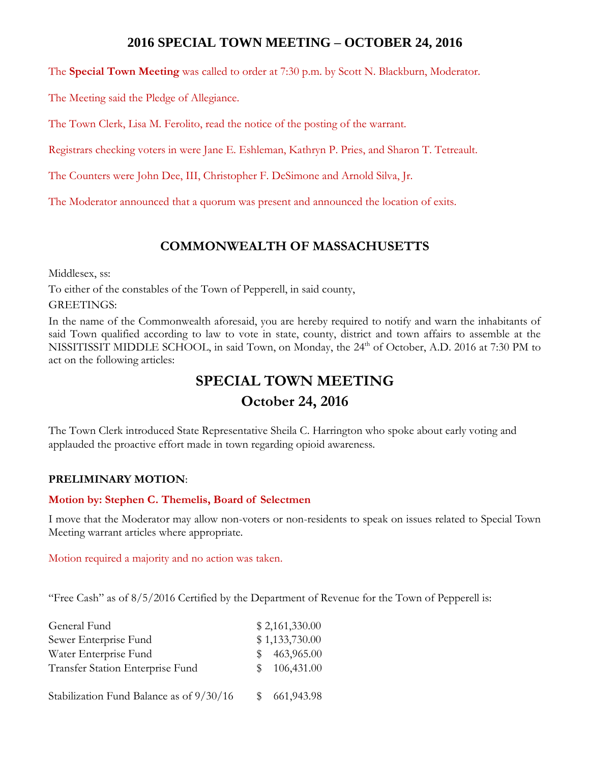# 2016 SPECIAL TOWN MEETING – OCTOBER 24, 2016

The **Special Town Meeting** was called to order at 7:30 p.m. by Scott N. Blackburn, Moderator.

The Meeting said the Pledge of Allegiance.

The Town Clerk, Lisa M. Ferolito, read the notice of the posting of the warrant.

Registrars checking voters in were Jane E. Eshleman, Kathryn P. Pries, and Sharon T. Tetreault.

The Counters were John Dee, III, Christopher F. DeSimone and Arnold Silva, Jr.

The Moderator announced that a quorum was present and announced the location of exits.

## COMMONWEALTH OF MASSACHUSETTS

Middlesex, ss:

To either of the constables of the Town of Pepperell, in said county,

GREETINGS:

In the name of the Commonwealth aforesaid, you are hereby required to notify and warn the inhabitants of said Town qualified according to law to vote in state, county, district and town affairs to assemble at the NISSITISSIT MIDDLE SCHOOL, in said Town, on Monday, the 24th of October, A.D. 2016 at 7:30 PM to act on the following articles:

# SPECIAL TOWN MEETING
# October 24, 2016

The Town Clerk introduced State Representative Sheila C. Harrington who spoke about early voting and applauded the proactive effort made in town regarding opioid awareness.

**PRELIMINARY MOTION**:

**Motion by: Stephen C. Themelis, Board of Selectmen**

I move that the Moderator may allow non-voters or non-residents to speak on issues related to Special Town Meeting warrant articles where appropriate.

Motion required a majority and no action was taken.

"Free Cash" as of 8/5/2016 Certified by the Department of Revenue for the Town of Pepperell is:

| | |
|---|---|
| General Fund | $ 2,161,330.00 |
| Sewer Enterprise Fund | $ 1,133,730.00 |
| Water Enterprise Fund | $ 463,965.00 |
| Transfer Station Enterprise Fund | $ 106,431.00 |
| | |
| Stabilization Fund Balance as of 9/30/16 | $ 661,943.98 |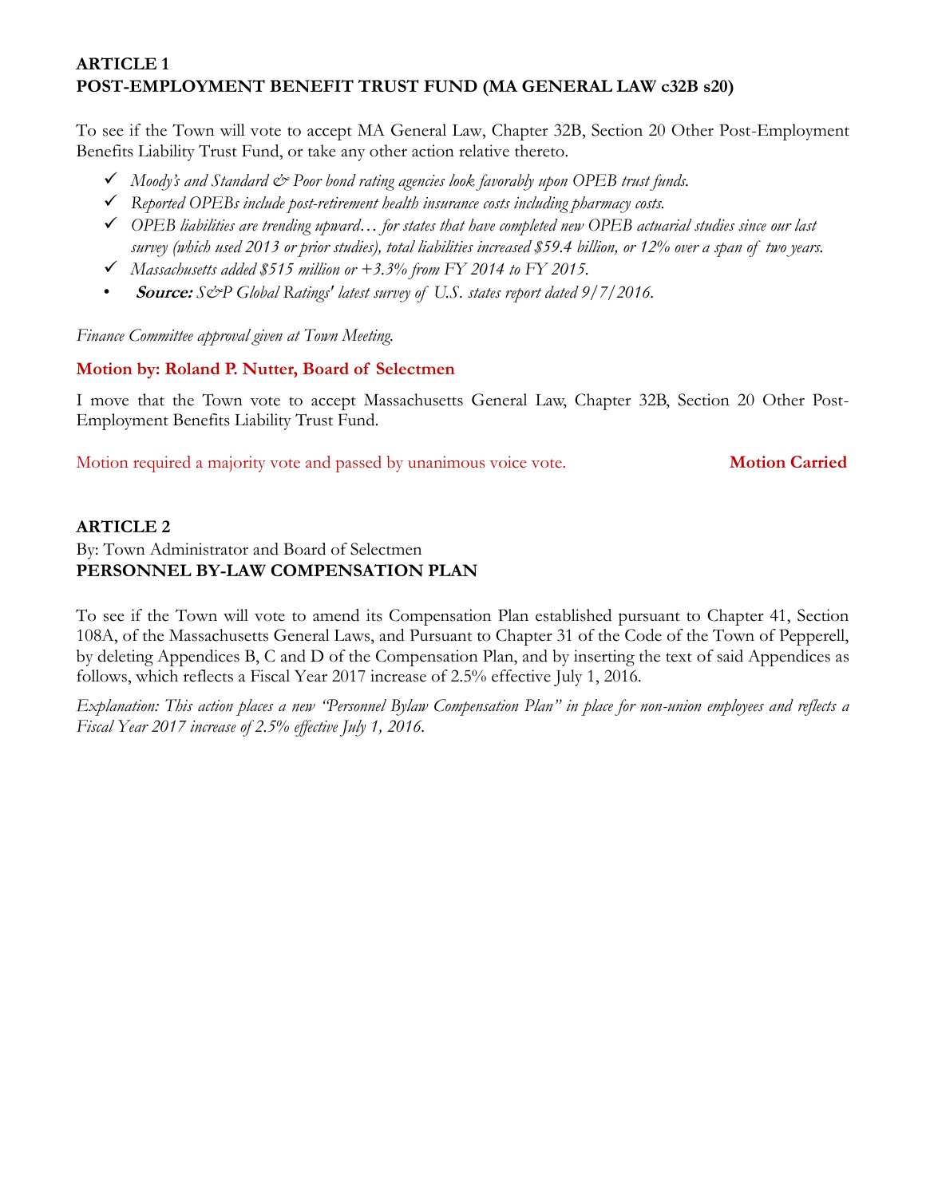**ARTICLE 1**
**POST-EMPLOYMENT BENEFIT TRUST FUND (MA GENERAL LAW c32B s20)**

To see if the Town will vote to accept MA General Law, Chapter 32B, Section 20 Other Post-Employment Benefits Liability Trust Fund, or take any other action relative thereto.

- ✓ *Moody's and Standard & Poor bond rating agencies look favorably upon OPEB trust funds.*
- ✓ *Reported OPEBs include post-retirement health insurance costs including pharmacy costs.*
- ✓ *OPEB liabilities are trending upward… for states that have completed new OPEB actuarial studies since our last survey (which used 2013 or prior studies), total liabilities increased $59.4 billion, or 12% over a span of two years.*
- ✓ *Massachusetts added $515 million or +3.3% from FY 2014 to FY 2015.*
- ***Source:*** *S&P Global Ratings' latest survey of U.S. states report dated 9/7/2016.*

*Finance Committee approval given at Town Meeting.*

**Motion by: Roland P. Nutter, Board of Selectmen**

I move that the Town vote to accept Massachusetts General Law, Chapter 32B, Section 20 Other Post-Employment Benefits Liability Trust Fund.

Motion required a majority vote and passed by unanimous voice vote. **Motion Carried**

**ARTICLE 2**
By: Town Administrator and Board of Selectmen
**PERSONNEL BY-LAW COMPENSATION PLAN**

To see if the Town will vote to amend its Compensation Plan established pursuant to Chapter 41, Section 108A, of the Massachusetts General Laws, and Pursuant to Chapter 31 of the Code of the Town of Pepperell, by deleting Appendices B, C and D of the Compensation Plan, and by inserting the text of said Appendices as follows, which reflects a Fiscal Year 2017 increase of 2.5% effective July 1, 2016.

*Explanation: This action places a new "Personnel Bylaw Compensation Plan" in place for non-union employees and reflects a Fiscal Year 2017 increase of 2.5% effective July 1, 2016.*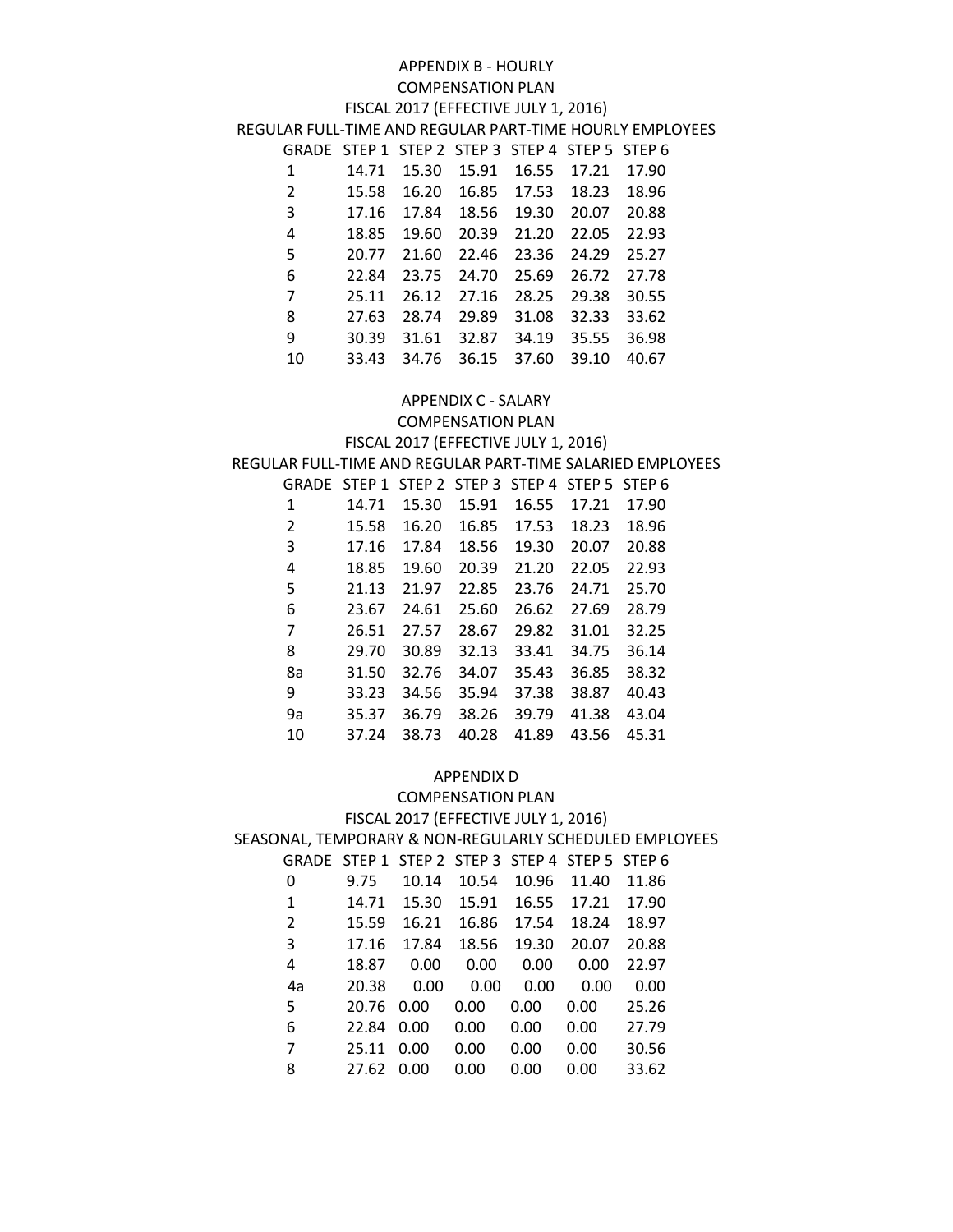APPENDIX B - HOURLY
COMPENSATION PLAN
FISCAL 2017 (EFFECTIVE JULY 1, 2016)
REGULAR FULL-TIME AND REGULAR PART-TIME HOURLY EMPLOYEES

| GRADE | STEP 1 | STEP 2 | STEP 3 | STEP 4 | STEP 5 | STEP 6 |
|---|---|---|---|---|---|---|
| 1 | 14.71 | 15.30 | 15.91 | 16.55 | 17.21 | 17.90 |
| 2 | 15.58 | 16.20 | 16.85 | 17.53 | 18.23 | 18.96 |
| 3 | 17.16 | 17.84 | 18.56 | 19.30 | 20.07 | 20.88 |
| 4 | 18.85 | 19.60 | 20.39 | 21.20 | 22.05 | 22.93 |
| 5 | 20.77 | 21.60 | 22.46 | 23.36 | 24.29 | 25.27 |
| 6 | 22.84 | 23.75 | 24.70 | 25.69 | 26.72 | 27.78 |
| 7 | 25.11 | 26.12 | 27.16 | 28.25 | 29.38 | 30.55 |
| 8 | 27.63 | 28.74 | 29.89 | 31.08 | 32.33 | 33.62 |
| 9 | 30.39 | 31.61 | 32.87 | 34.19 | 35.55 | 36.98 |
| 10 | 33.43 | 34.76 | 36.15 | 37.60 | 39.10 | 40.67 |

APPENDIX C - SALARY
COMPENSATION PLAN
FISCAL 2017 (EFFECTIVE JULY 1, 2016)
REGULAR FULL-TIME AND REGULAR PART-TIME SALARIED EMPLOYEES

| GRADE | STEP 1 | STEP 2 | STEP 3 | STEP 4 | STEP 5 | STEP 6 |
|---|---|---|---|---|---|---|
| 1 | 14.71 | 15.30 | 15.91 | 16.55 | 17.21 | 17.90 |
| 2 | 15.58 | 16.20 | 16.85 | 17.53 | 18.23 | 18.96 |
| 3 | 17.16 | 17.84 | 18.56 | 19.30 | 20.07 | 20.88 |
| 4 | 18.85 | 19.60 | 20.39 | 21.20 | 22.05 | 22.93 |
| 5 | 21.13 | 21.97 | 22.85 | 23.76 | 24.71 | 25.70 |
| 6 | 23.67 | 24.61 | 25.60 | 26.62 | 27.69 | 28.79 |
| 7 | 26.51 | 27.57 | 28.67 | 29.82 | 31.01 | 32.25 |
| 8 | 29.70 | 30.89 | 32.13 | 33.41 | 34.75 | 36.14 |
| 8a | 31.50 | 32.76 | 34.07 | 35.43 | 36.85 | 38.32 |
| 9 | 33.23 | 34.56 | 35.94 | 37.38 | 38.87 | 40.43 |
| 9a | 35.37 | 36.79 | 38.26 | 39.79 | 41.38 | 43.04 |
| 10 | 37.24 | 38.73 | 40.28 | 41.89 | 43.56 | 45.31 |

APPENDIX D
COMPENSATION PLAN
FISCAL 2017 (EFFECTIVE JULY 1, 2016)
SEASONAL, TEMPORARY & NON-REGULARLY SCHEDULED EMPLOYEES

| GRADE | STEP 1 | STEP 2 | STEP 3 | STEP 4 | STEP 5 | STEP 6 |
|---|---|---|---|---|---|---|
| 0 | 9.75 | 10.14 | 10.54 | 10.96 | 11.40 | 11.86 |
| 1 | 14.71 | 15.30 | 15.91 | 16.55 | 17.21 | 17.90 |
| 2 | 15.59 | 16.21 | 16.86 | 17.54 | 18.24 | 18.97 |
| 3 | 17.16 | 17.84 | 18.56 | 19.30 | 20.07 | 20.88 |
| 4 | 18.87 | 0.00 | 0.00 | 0.00 | 0.00 | 22.97 |
| 4a | 20.38 | 0.00 | 0.00 | 0.00 | 0.00 | 0.00 |
| 5 | 20.76 | 0.00 | 0.00 | 0.00 | 0.00 | 25.26 |
| 6 | 22.84 | 0.00 | 0.00 | 0.00 | 0.00 | 27.79 |
| 7 | 25.11 | 0.00 | 0.00 | 0.00 | 0.00 | 30.56 |
| 8 | 27.62 | 0.00 | 0.00 | 0.00 | 0.00 | 33.62 |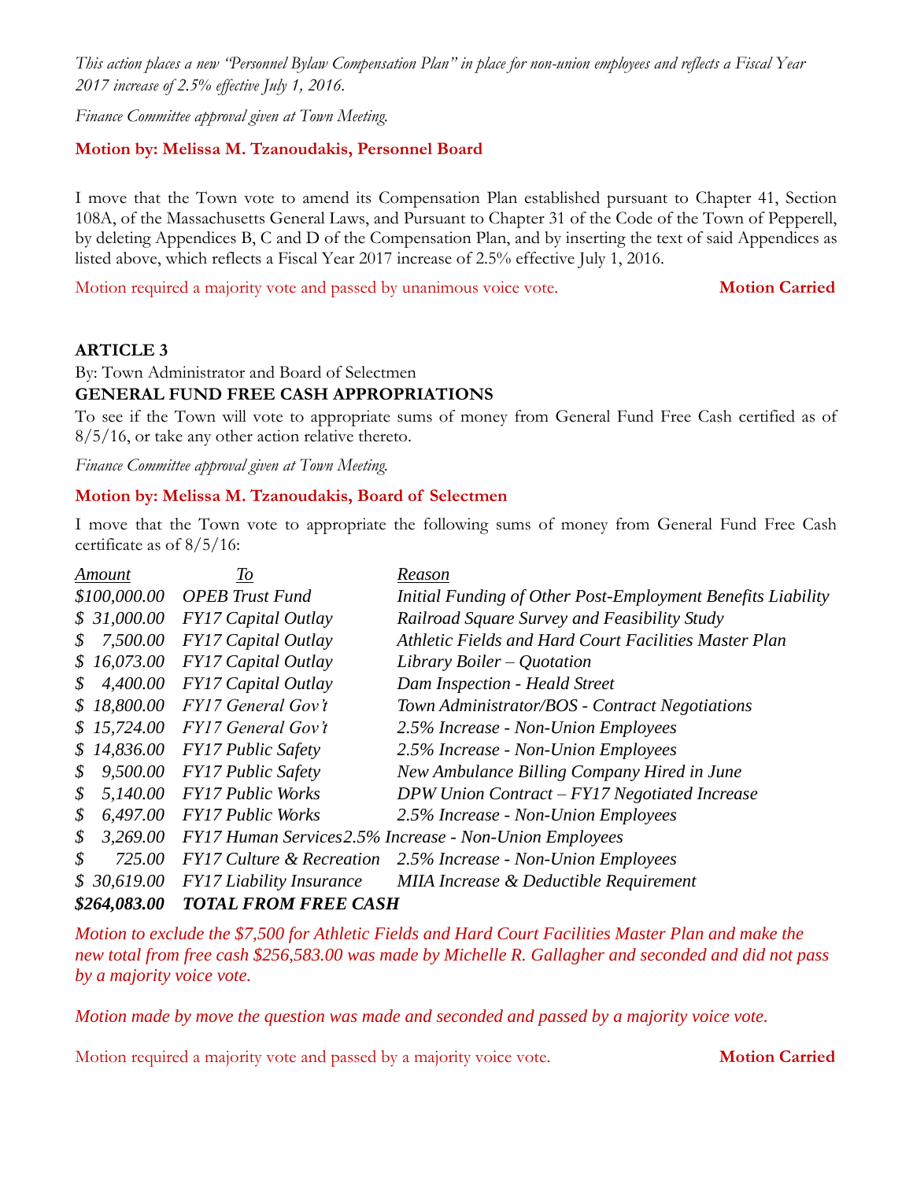*This action places a new "Personnel Bylaw Compensation Plan" in place for non-union employees and reflects a Fiscal Year 2017 increase of 2.5% effective July 1, 2016.*

*Finance Committee approval given at Town Meeting.*

**Motion by: Melissa M. Tzanoudakis, Personnel Board**

I move that the Town vote to amend its Compensation Plan established pursuant to Chapter 41, Section 108A, of the Massachusetts General Laws, and Pursuant to Chapter 31 of the Code of the Town of Pepperell, by deleting Appendices B, C and D of the Compensation Plan, and by inserting the text of said Appendices as listed above, which reflects a Fiscal Year 2017 increase of 2.5% effective July 1, 2016.

Motion required a majority vote and passed by unanimous voice vote. **Motion Carried**

**ARTICLE 3**

By: Town Administrator and Board of Selectmen

**GENERAL FUND FREE CASH APPROPRIATIONS**

To see if the Town will vote to appropriate sums of money from General Fund Free Cash certified as of 8/5/16, or take any other action relative thereto.

*Finance Committee approval given at Town Meeting.*

**Motion by: Melissa M. Tzanoudakis, Board of Selectmen**

I move that the Town vote to appropriate the following sums of money from General Fund Free Cash certificate as of 8/5/16:

| *Amount* | *To* | *Reason* |
|---|---|---|
| *$100,000.00* | *OPEB Trust Fund* | *Initial Funding of Other Post-Employment Benefits Liability* |
| *$ 31,000.00* | *FY17 Capital Outlay* | *Railroad Square Survey and Feasibility Study* |
| *$ 7,500.00* | *FY17 Capital Outlay* | *Athletic Fields and Hard Court Facilities Master Plan* |
| *$ 16,073.00* | *FY17 Capital Outlay* | *Library Boiler – Quotation* |
| *$ 4,400.00* | *FY17 Capital Outlay* | *Dam Inspection - Heald Street* |
| *$ 18,800.00* | *FY17 General Gov't* | *Town Administrator/BOS - Contract Negotiations* |
| *$ 15,724.00* | *FY17 General Gov't* | *2.5% Increase - Non-Union Employees* |
| *$ 14,836.00* | *FY17 Public Safety* | *2.5% Increase - Non-Union Employees* |
| *$ 9,500.00* | *FY17 Public Safety* | *New Ambulance Billing Company Hired in June* |
| *$ 5,140.00* | *FY17 Public Works* | *DPW Union Contract – FY17 Negotiated Increase* |
| *$ 6,497.00* | *FY17 Public Works* | *2.5% Increase - Non-Union Employees* |
| *$ 3,269.00* | *FY17 Human Services* | *2.5% Increase - Non-Union Employees* |
| *$ 725.00* | *FY17 Culture & Recreation* | *2.5% Increase - Non-Union Employees* |
| *$ 30,619.00* | *FY17 Liability Insurance* | *MIIA Increase & Deductible Requirement* |
| ***$264,083.00*** | ***TOTAL FROM FREE CASH*** | |

*Motion to exclude the $7,500 for Athletic Fields and Hard Court Facilities Master Plan and make the new total from free cash $256,583.00 was made by Michelle R. Gallagher and seconded and did not pass by a majority voice vote.*

*Motion made by move the question was made and seconded and passed by a majority voice vote.*

Motion required a majority vote and passed by a majority voice vote. **Motion Carried**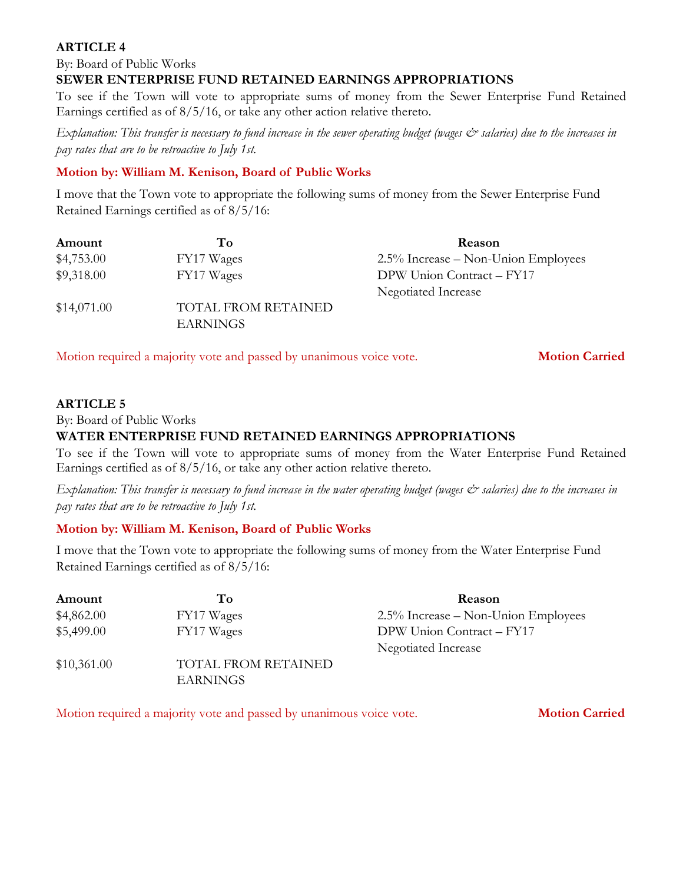## ARTICLE 4

By: Board of Public Works

**SEWER ENTERPRISE FUND RETAINED EARNINGS APPROPRIATIONS**

To see if the Town will vote to appropriate sums of money from the Sewer Enterprise Fund Retained Earnings certified as of 8/5/16, or take any other action relative thereto.

*Explanation: This transfer is necessary to fund increase in the sewer operating budget (wages & salaries) due to the increases in pay rates that are to be retroactive to July 1st.*

**Motion by: William M. Kenison, Board of Public Works**

I move that the Town vote to appropriate the following sums of money from the Sewer Enterprise Fund Retained Earnings certified as of 8/5/16:

| Amount | To | Reason |
|---|---|---|
| $4,753.00 | FY17 Wages | 2.5% Increase – Non-Union Employees |
| $9,318.00 | FY17 Wages | DPW Union Contract – FY17 Negotiated Increase |
| $14,071.00 | TOTAL FROM RETAINED EARNINGS | |

Motion required a majority vote and passed by unanimous voice vote. **Motion Carried**

## ARTICLE 5

By: Board of Public Works

**WATER ENTERPRISE FUND RETAINED EARNINGS APPROPRIATIONS**

To see if the Town will vote to appropriate sums of money from the Water Enterprise Fund Retained Earnings certified as of 8/5/16, or take any other action relative thereto.

*Explanation: This transfer is necessary to fund increase in the water operating budget (wages & salaries) due to the increases in pay rates that are to be retroactive to July 1st.*

**Motion by: William M. Kenison, Board of Public Works**

I move that the Town vote to appropriate the following sums of money from the Water Enterprise Fund Retained Earnings certified as of 8/5/16:

| Amount | To | Reason |
|---|---|---|
| $4,862.00 | FY17 Wages | 2.5% Increase – Non-Union Employees |
| $5,499.00 | FY17 Wages | DPW Union Contract – FY17 Negotiated Increase |
| $10,361.00 | TOTAL FROM RETAINED EARNINGS | |

Motion required a majority vote and passed by unanimous voice vote. **Motion Carried**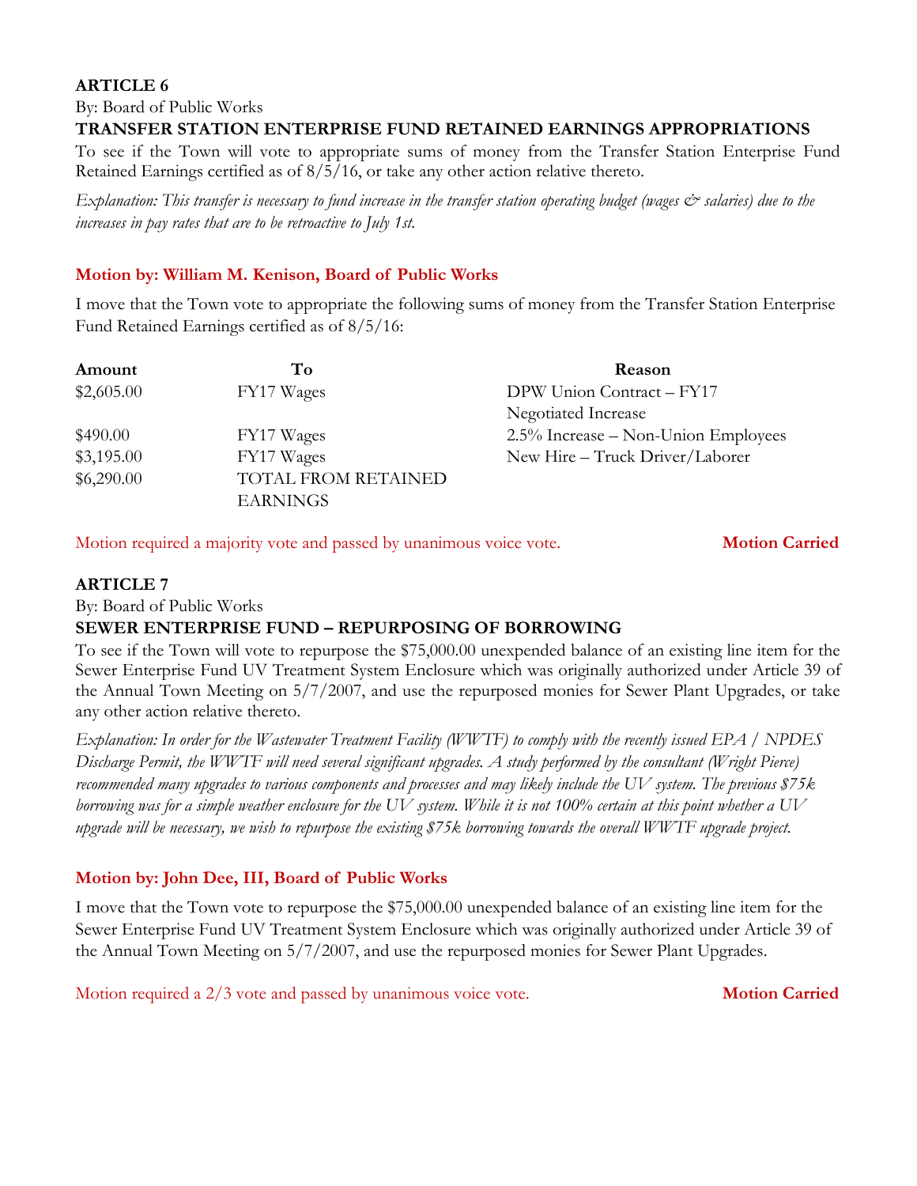**ARTICLE 6**

By: Board of Public Works

**TRANSFER STATION ENTERPRISE FUND RETAINED EARNINGS APPROPRIATIONS**

To see if the Town will vote to appropriate sums of money from the Transfer Station Enterprise Fund Retained Earnings certified as of 8/5/16, or take any other action relative thereto.

*Explanation: This transfer is necessary to fund increase in the transfer station operating budget (wages & salaries) due to the increases in pay rates that are to be retroactive to July 1st.*

**Motion by: William M. Kenison, Board of Public Works**

I move that the Town vote to appropriate the following sums of money from the Transfer Station Enterprise Fund Retained Earnings certified as of 8/5/16:

| Amount | To | Reason |
|---|---|---|
| $2,605.00 | FY17 Wages | DPW Union Contract – FY17 Negotiated Increase |
| $490.00 | FY17 Wages | 2.5% Increase – Non-Union Employees |
| $3,195.00 | FY17 Wages | New Hire – Truck Driver/Laborer |
| $6,290.00 | TOTAL FROM RETAINED EARNINGS | |

Motion required a majority vote and passed by unanimous voice vote. **Motion Carried**

**ARTICLE 7**

By: Board of Public Works

**SEWER ENTERPRISE FUND – REPURPOSING OF BORROWING**

To see if the Town will vote to repurpose the $75,000.00 unexpended balance of an existing line item for the Sewer Enterprise Fund UV Treatment System Enclosure which was originally authorized under Article 39 of the Annual Town Meeting on 5/7/2007, and use the repurposed monies for Sewer Plant Upgrades, or take any other action relative thereto.

*Explanation: In order for the Wastewater Treatment Facility (WWTF) to comply with the recently issued EPA / NPDES Discharge Permit, the WWTF will need several significant upgrades. A study performed by the consultant (Wright Pierce) recommended many upgrades to various components and processes and may likely include the UV system. The previous $75k borrowing was for a simple weather enclosure for the UV system. While it is not 100% certain at this point whether a UV upgrade will be necessary, we wish to repurpose the existing $75k borrowing towards the overall WWTF upgrade project.*

**Motion by: John Dee, III, Board of Public Works**

I move that the Town vote to repurpose the $75,000.00 unexpended balance of an existing line item for the Sewer Enterprise Fund UV Treatment System Enclosure which was originally authorized under Article 39 of the Annual Town Meeting on 5/7/2007, and use the repurposed monies for Sewer Plant Upgrades.

Motion required a 2/3 vote and passed by unanimous voice vote. **Motion Carried**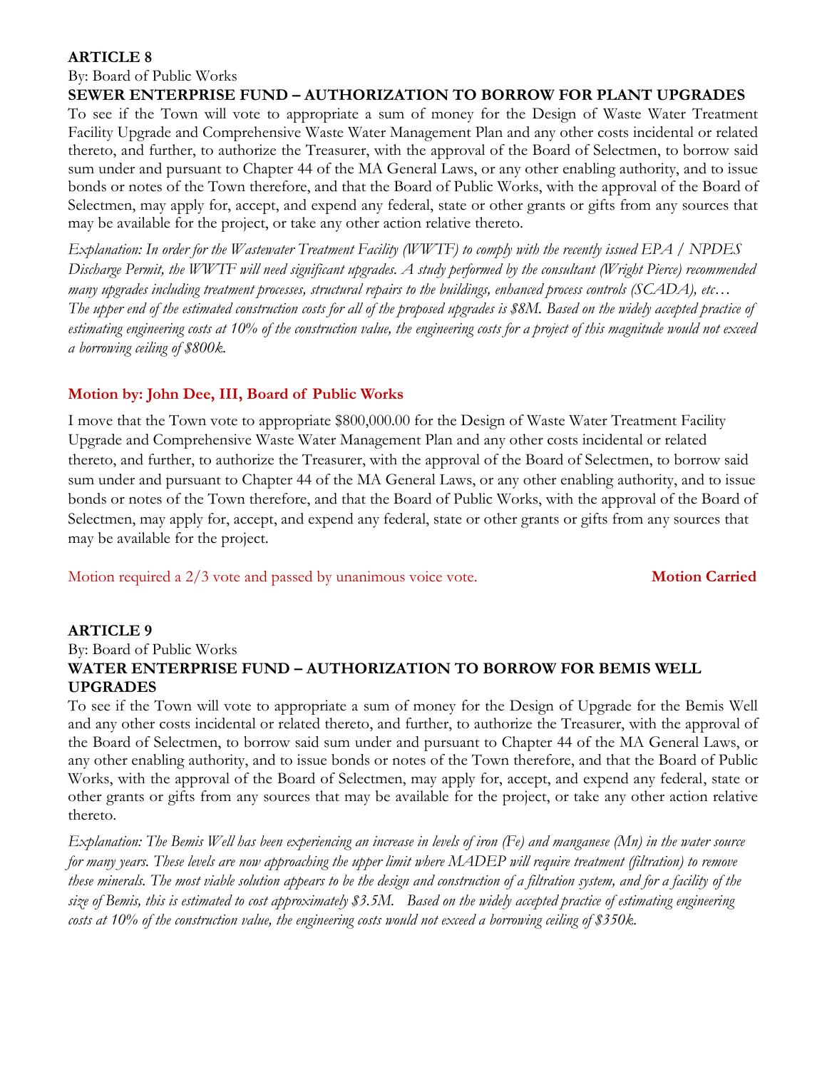**ARTICLE 8**

By: Board of Public Works

**SEWER ENTERPRISE FUND – AUTHORIZATION TO BORROW FOR PLANT UPGRADES**

To see if the Town will vote to appropriate a sum of money for the Design of Waste Water Treatment Facility Upgrade and Comprehensive Waste Water Management Plan and any other costs incidental or related thereto, and further, to authorize the Treasurer, with the approval of the Board of Selectmen, to borrow said sum under and pursuant to Chapter 44 of the MA General Laws, or any other enabling authority, and to issue bonds or notes of the Town therefore, and that the Board of Public Works, with the approval of the Board of Selectmen, may apply for, accept, and expend any federal, state or other grants or gifts from any sources that may be available for the project, or take any other action relative thereto.

*Explanation: In order for the Wastewater Treatment Facility (WWTF) to comply with the recently issued EPA / NPDES Discharge Permit, the WWTF will need significant upgrades. A study performed by the consultant (Wright Pierce) recommended many upgrades including treatment processes, structural repairs to the buildings, enhanced process controls (SCADA), etc… The upper end of the estimated construction costs for all of the proposed upgrades is $8M. Based on the widely accepted practice of estimating engineering costs at 10% of the construction value, the engineering costs for a project of this magnitude would not exceed a borrowing ceiling of $800k.*

**Motion by: John Dee, III, Board of Public Works**

I move that the Town vote to appropriate $800,000.00 for the Design of Waste Water Treatment Facility Upgrade and Comprehensive Waste Water Management Plan and any other costs incidental or related thereto, and further, to authorize the Treasurer, with the approval of the Board of Selectmen, to borrow said sum under and pursuant to Chapter 44 of the MA General Laws, or any other enabling authority, and to issue bonds or notes of the Town therefore, and that the Board of Public Works, with the approval of the Board of Selectmen, may apply for, accept, and expend any federal, state or other grants or gifts from any sources that may be available for the project.

Motion required a 2/3 vote and passed by unanimous voice vote. **Motion Carried**

**ARTICLE 9**

By: Board of Public Works

**WATER ENTERPRISE FUND – AUTHORIZATION TO BORROW FOR BEMIS WELL UPGRADES**

To see if the Town will vote to appropriate a sum of money for the Design of Upgrade for the Bemis Well and any other costs incidental or related thereto, and further, to authorize the Treasurer, with the approval of the Board of Selectmen, to borrow said sum under and pursuant to Chapter 44 of the MA General Laws, or any other enabling authority, and to issue bonds or notes of the Town therefore, and that the Board of Public Works, with the approval of the Board of Selectmen, may apply for, accept, and expend any federal, state or other grants or gifts from any sources that may be available for the project, or take any other action relative thereto.

*Explanation: The Bemis Well has been experiencing an increase in levels of iron (Fe) and manganese (Mn) in the water source for many years. These levels are now approaching the upper limit where MADEP will require treatment (filtration) to remove these minerals. The most viable solution appears to be the design and construction of a filtration system, and for a facility of the size of Bemis, this is estimated to cost approximately $3.5M. Based on the widely accepted practice of estimating engineering costs at 10% of the construction value, the engineering costs would not exceed a borrowing ceiling of $350k.*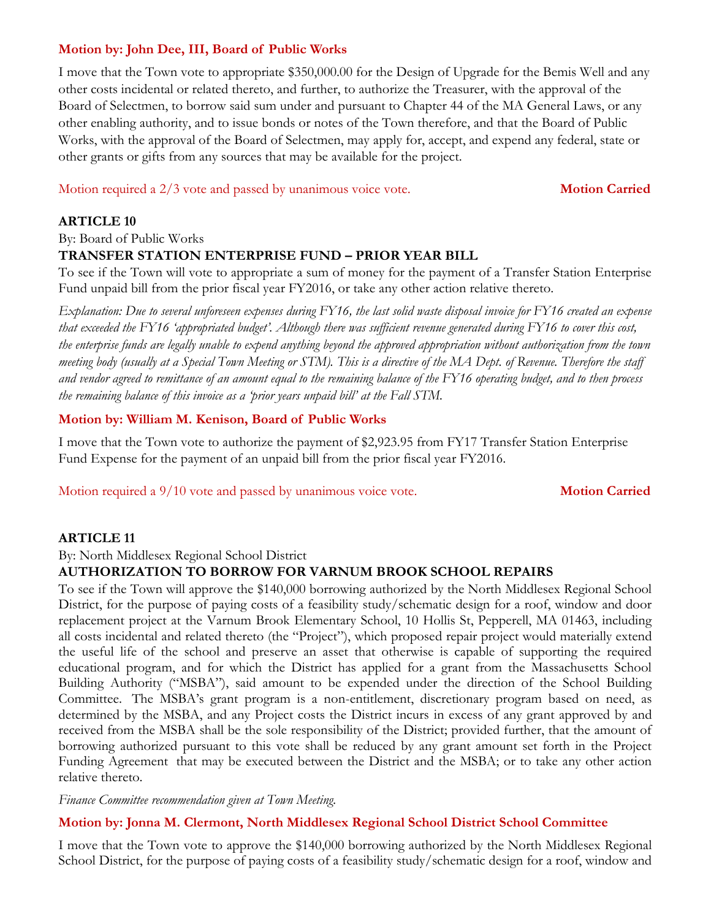**Motion by: John Dee, III, Board of Public Works**

I move that the Town vote to appropriate $350,000.00 for the Design of Upgrade for the Bemis Well and any other costs incidental or related thereto, and further, to authorize the Treasurer, with the approval of the Board of Selectmen, to borrow said sum under and pursuant to Chapter 44 of the MA General Laws, or any other enabling authority, and to issue bonds or notes of the Town therefore, and that the Board of Public Works, with the approval of the Board of Selectmen, may apply for, accept, and expend any federal, state or other grants or gifts from any sources that may be available for the project.

Motion required a 2/3 vote and passed by unanimous voice vote. **Motion Carried**

**ARTICLE 10**

By: Board of Public Works

**TRANSFER STATION ENTERPRISE FUND – PRIOR YEAR BILL**

To see if the Town will vote to appropriate a sum of money for the payment of a Transfer Station Enterprise Fund unpaid bill from the prior fiscal year FY2016, or take any other action relative thereto.

*Explanation: Due to several unforeseen expenses during FY16, the last solid waste disposal invoice for FY16 created an expense that exceeded the FY16 'appropriated budget'. Although there was sufficient revenue generated during FY16 to cover this cost, the enterprise funds are legally unable to expend anything beyond the approved appropriation without authorization from the town meeting body (usually at a Special Town Meeting or STM). This is a directive of the MA Dept. of Revenue. Therefore the staff and vendor agreed to remittance of an amount equal to the remaining balance of the FY16 operating budget, and to then process the remaining balance of this invoice as a 'prior years unpaid bill' at the Fall STM.*

**Motion by: William M. Kenison, Board of Public Works**

I move that the Town vote to authorize the payment of $2,923.95 from FY17 Transfer Station Enterprise Fund Expense for the payment of an unpaid bill from the prior fiscal year FY2016.

Motion required a 9/10 vote and passed by unanimous voice vote. **Motion Carried**

**ARTICLE 11**

By: North Middlesex Regional School District

**AUTHORIZATION TO BORROW FOR VARNUM BROOK SCHOOL REPAIRS**

To see if the Town will approve the $140,000 borrowing authorized by the North Middlesex Regional School District, for the purpose of paying costs of a feasibility study/schematic design for a roof, window and door replacement project at the Varnum Brook Elementary School, 10 Hollis St, Pepperell, MA 01463, including all costs incidental and related thereto (the "Project"), which proposed repair project would materially extend the useful life of the school and preserve an asset that otherwise is capable of supporting the required educational program, and for which the District has applied for a grant from the Massachusetts School Building Authority ("MSBA"), said amount to be expended under the direction of the School Building Committee. The MSBA's grant program is a non-entitlement, discretionary program based on need, as determined by the MSBA, and any Project costs the District incurs in excess of any grant approved by and received from the MSBA shall be the sole responsibility of the District; provided further, that the amount of borrowing authorized pursuant to this vote shall be reduced by any grant amount set forth in the Project Funding Agreement that may be executed between the District and the MSBA; or to take any other action relative thereto.

*Finance Committee recommendation given at Town Meeting.*

**Motion by: Jonna M. Clermont, North Middlesex Regional School District School Committee**

I move that the Town vote to approve the $140,000 borrowing authorized by the North Middlesex Regional School District, for the purpose of paying costs of a feasibility study/schematic design for a roof, window and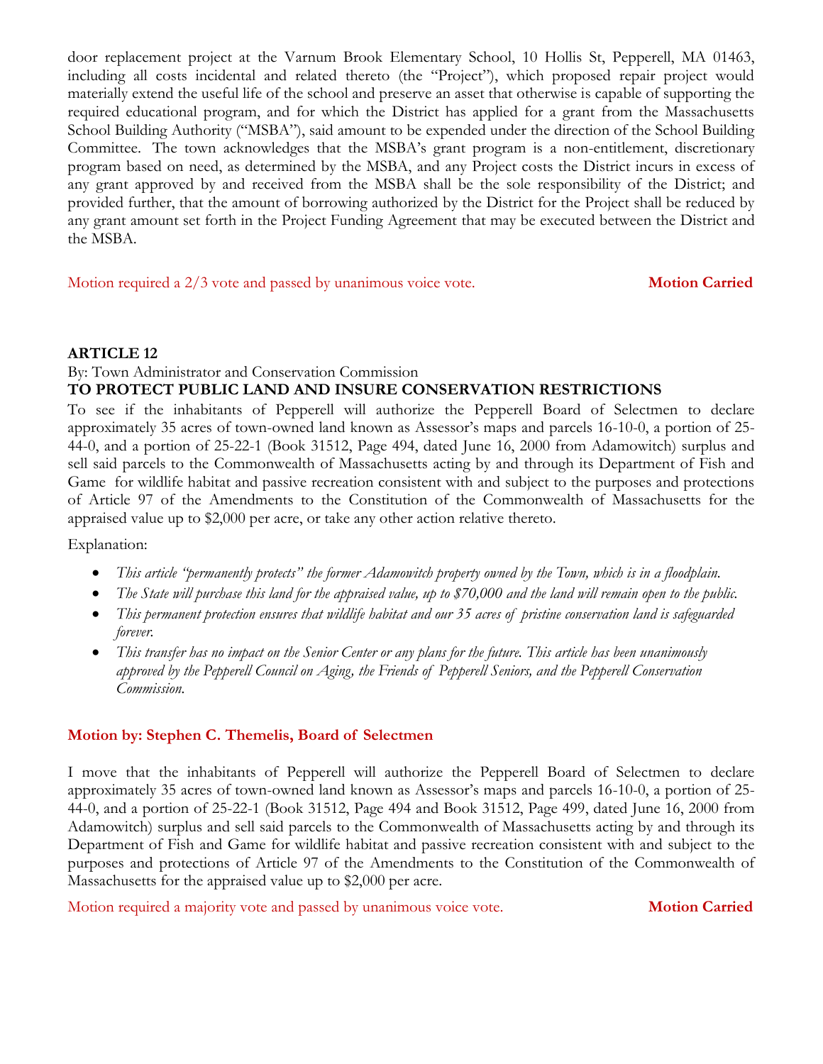door replacement project at the Varnum Brook Elementary School, 10 Hollis St, Pepperell, MA 01463, including all costs incidental and related thereto (the "Project"), which proposed repair project would materially extend the useful life of the school and preserve an asset that otherwise is capable of supporting the required educational program, and for which the District has applied for a grant from the Massachusetts School Building Authority ("MSBA"), said amount to be expended under the direction of the School Building Committee. The town acknowledges that the MSBA's grant program is a non-entitlement, discretionary program based on need, as determined by the MSBA, and any Project costs the District incurs in excess of any grant approved by and received from the MSBA shall be the sole responsibility of the District; and provided further, that the amount of borrowing authorized by the District for the Project shall be reduced by any grant amount set forth in the Project Funding Agreement that may be executed between the District and the MSBA.

Motion required a 2/3 vote and passed by unanimous voice vote. **Motion Carried**

## ARTICLE 12

By: Town Administrator and Conservation Commission

**TO PROTECT PUBLIC LAND AND INSURE CONSERVATION RESTRICTIONS**

To see if the inhabitants of Pepperell will authorize the Pepperell Board of Selectmen to declare approximately 35 acres of town-owned land known as Assessor's maps and parcels 16-10-0, a portion of 25-44-0, and a portion of 25-22-1 (Book 31512, Page 494, dated June 16, 2000 from Adamowitch) surplus and sell said parcels to the Commonwealth of Massachusetts acting by and through its Department of Fish and Game for wildlife habitat and passive recreation consistent with and subject to the purposes and protections of Article 97 of the Amendments to the Constitution of the Commonwealth of Massachusetts for the appraised value up to $2,000 per acre, or take any other action relative thereto.

Explanation:

- *This article "permanently protects" the former Adamowitch property owned by the Town, which is in a floodplain.*
- *The State will purchase this land for the appraised value, up to $70,000 and the land will remain open to the public.*
- *This permanent protection ensures that wildlife habitat and our 35 acres of pristine conservation land is safeguarded forever.*
- *This transfer has no impact on the Senior Center or any plans for the future. This article has been unanimously approved by the Pepperell Council on Aging, the Friends of Pepperell Seniors, and the Pepperell Conservation Commission.*

**Motion by: Stephen C. Themelis, Board of Selectmen**

I move that the inhabitants of Pepperell will authorize the Pepperell Board of Selectmen to declare approximately 35 acres of town-owned land known as Assessor's maps and parcels 16-10-0, a portion of 25-44-0, and a portion of 25-22-1 (Book 31512, Page 494 and Book 31512, Page 499, dated June 16, 2000 from Adamowitch) surplus and sell said parcels to the Commonwealth of Massachusetts acting by and through its Department of Fish and Game for wildlife habitat and passive recreation consistent with and subject to the purposes and protections of Article 97 of the Amendments to the Constitution of the Commonwealth of Massachusetts for the appraised value up to $2,000 per acre.

Motion required a majority vote and passed by unanimous voice vote. **Motion Carried**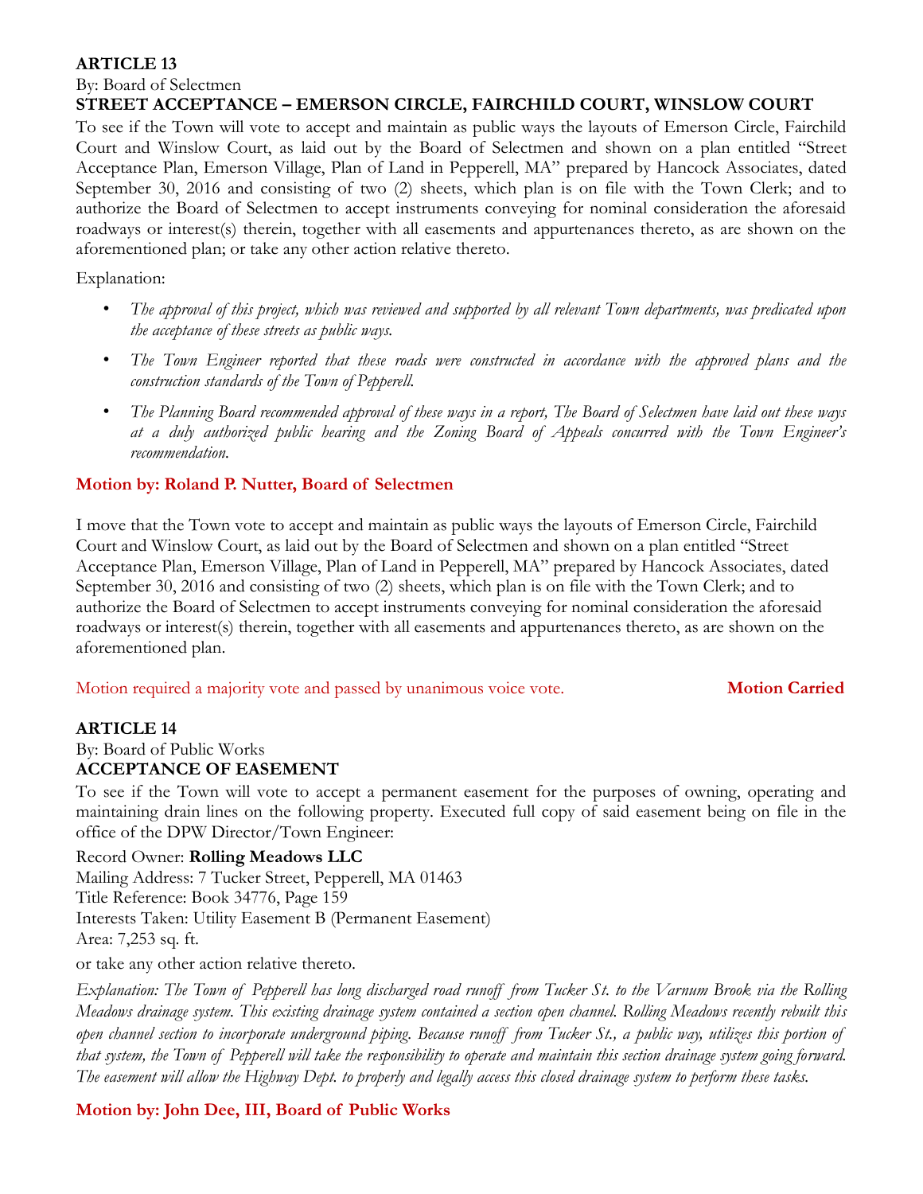**ARTICLE 13**

By: Board of Selectmen

**STREET ACCEPTANCE – EMERSON CIRCLE, FAIRCHILD COURT, WINSLOW COURT**

To see if the Town will vote to accept and maintain as public ways the layouts of Emerson Circle, Fairchild Court and Winslow Court, as laid out by the Board of Selectmen and shown on a plan entitled "Street Acceptance Plan, Emerson Village, Plan of Land in Pepperell, MA" prepared by Hancock Associates, dated September 30, 2016 and consisting of two (2) sheets, which plan is on file with the Town Clerk; and to authorize the Board of Selectmen to accept instruments conveying for nominal consideration the aforesaid roadways or interest(s) therein, together with all easements and appurtenances thereto, as are shown on the aforementioned plan; or take any other action relative thereto.

Explanation:

- *The approval of this project, which was reviewed and supported by all relevant Town departments, was predicated upon the acceptance of these streets as public ways.*
- *The Town Engineer reported that these roads were constructed in accordance with the approved plans and the construction standards of the Town of Pepperell.*
- *The Planning Board recommended approval of these ways in a report, The Board of Selectmen have laid out these ways at a duly authorized public hearing and the Zoning Board of Appeals concurred with the Town Engineer's recommendation.*

**Motion by: Roland P. Nutter, Board of Selectmen**

I move that the Town vote to accept and maintain as public ways the layouts of Emerson Circle, Fairchild Court and Winslow Court, as laid out by the Board of Selectmen and shown on a plan entitled "Street Acceptance Plan, Emerson Village, Plan of Land in Pepperell, MA" prepared by Hancock Associates, dated September 30, 2016 and consisting of two (2) sheets, which plan is on file with the Town Clerk; and to authorize the Board of Selectmen to accept instruments conveying for nominal consideration the aforesaid roadways or interest(s) therein, together with all easements and appurtenances thereto, as are shown on the aforementioned plan.

Motion required a majority vote and passed by unanimous voice vote. **Motion Carried**

**ARTICLE 14**

By: Board of Public Works

**ACCEPTANCE OF EASEMENT**

To see if the Town will vote to accept a permanent easement for the purposes of owning, operating and maintaining drain lines on the following property. Executed full copy of said easement being on file in the office of the DPW Director/Town Engineer:

Record Owner: **Rolling Meadows LLC**
Mailing Address: 7 Tucker Street, Pepperell, MA 01463
Title Reference: Book 34776, Page 159
Interests Taken: Utility Easement B (Permanent Easement)
Area: 7,253 sq. ft.

or take any other action relative thereto.

*Explanation: The Town of Pepperell has long discharged road runoff from Tucker St. to the Varnum Brook via the Rolling Meadows drainage system. This existing drainage system contained a section open channel. Rolling Meadows recently rebuilt this open channel section to incorporate underground piping. Because runoff from Tucker St., a public way, utilizes this portion of that system, the Town of Pepperell will take the responsibility to operate and maintain this section drainage system going forward. The easement will allow the Highway Dept. to properly and legally access this closed drainage system to perform these tasks.*

**Motion by: John Dee, III, Board of Public Works**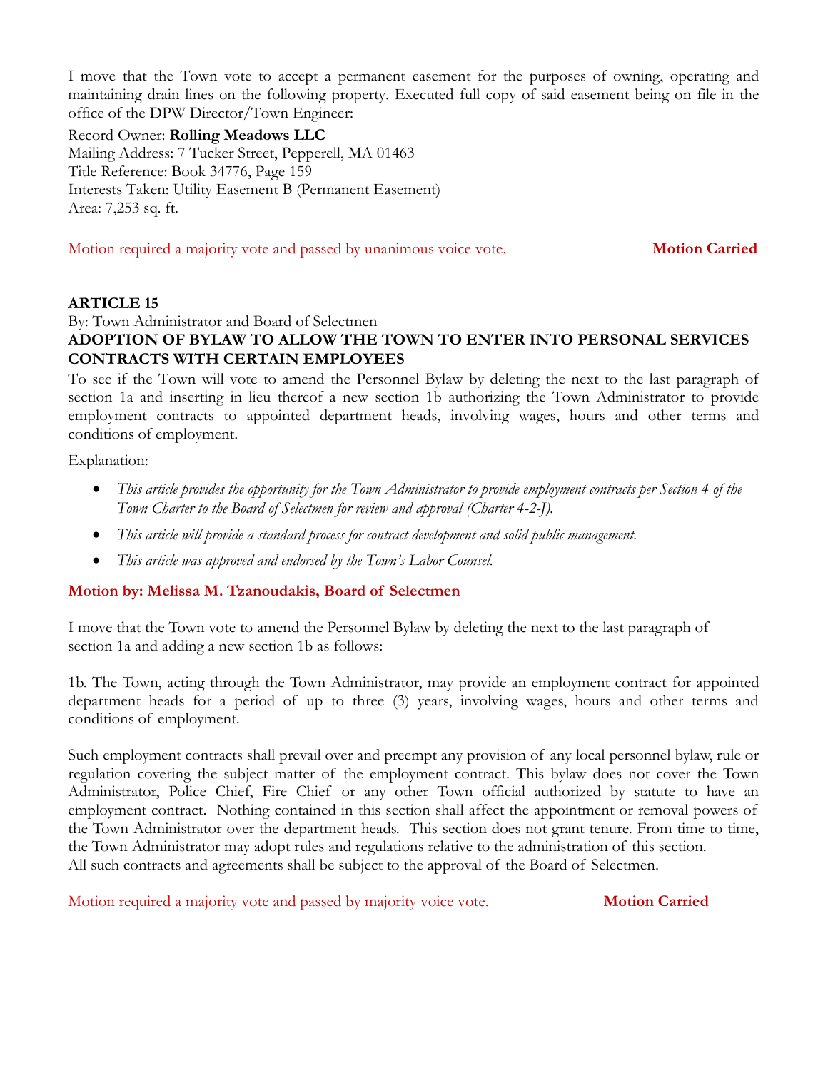I move that the Town vote to accept a permanent easement for the purposes of owning, operating and maintaining drain lines on the following property. Executed full copy of said easement being on file in the office of the DPW Director/Town Engineer:

Record Owner: **Rolling Meadows LLC**
Mailing Address: 7 Tucker Street, Pepperell, MA 01463
Title Reference: Book 34776, Page 159
Interests Taken: Utility Easement B (Permanent Easement)
Area: 7,253 sq. ft.

Motion required a majority vote and passed by unanimous voice vote. **Motion Carried**

**ARTICLE 15**
By: Town Administrator and Board of Selectmen
**ADOPTION OF BYLAW TO ALLOW THE TOWN TO ENTER INTO PERSONAL SERVICES CONTRACTS WITH CERTAIN EMPLOYEES**

To see if the Town will vote to amend the Personnel Bylaw by deleting the next to the last paragraph of section 1a and inserting in lieu thereof a new section 1b authorizing the Town Administrator to provide employment contracts to appointed department heads, involving wages, hours and other terms and conditions of employment.

Explanation:

- *This article provides the opportunity for the Town Administrator to provide employment contracts per Section 4 of the Town Charter to the Board of Selectmen for review and approval (Charter 4-2-J).*
- *This article will provide a standard process for contract development and solid public management.*
- *This article was approved and endorsed by the Town's Labor Counsel.*

**Motion by: Melissa M. Tzanoudakis, Board of Selectmen**

I move that the Town vote to amend the Personnel Bylaw by deleting the next to the last paragraph of section 1a and adding a new section 1b as follows:

1b. The Town, acting through the Town Administrator, may provide an employment contract for appointed department heads for a period of up to three (3) years, involving wages, hours and other terms and conditions of employment.

Such employment contracts shall prevail over and preempt any provision of any local personnel bylaw, rule or regulation covering the subject matter of the employment contract. This bylaw does not cover the Town Administrator, Police Chief, Fire Chief or any other Town official authorized by statute to have an employment contract. Nothing contained in this section shall affect the appointment or removal powers of the Town Administrator over the department heads. This section does not grant tenure. From time to time, the Town Administrator may adopt rules and regulations relative to the administration of this section. All such contracts and agreements shall be subject to the approval of the Board of Selectmen.

Motion required a majority vote and passed by majority voice vote. **Motion Carried**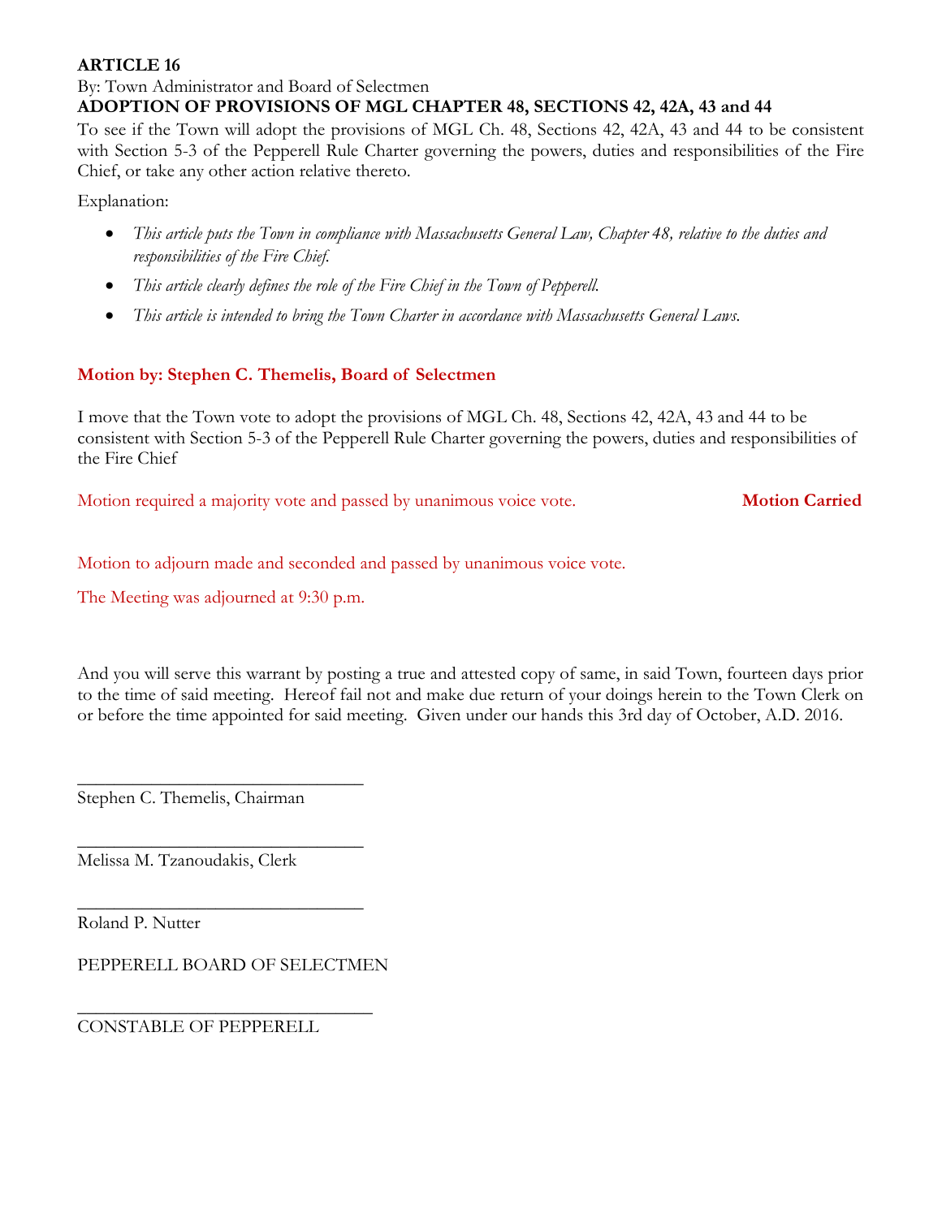**ARTICLE 16**

By: Town Administrator and Board of Selectmen

**ADOPTION OF PROVISIONS OF MGL CHAPTER 48, SECTIONS 42, 42A, 43 and 44**

To see if the Town will adopt the provisions of MGL Ch. 48, Sections 42, 42A, 43 and 44 to be consistent with Section 5-3 of the Pepperell Rule Charter governing the powers, duties and responsibilities of the Fire Chief, or take any other action relative thereto.

Explanation:

- *This article puts the Town in compliance with Massachusetts General Law, Chapter 48, relative to the duties and responsibilities of the Fire Chief.*
- *This article clearly defines the role of the Fire Chief in the Town of Pepperell.*
- *This article is intended to bring the Town Charter in accordance with Massachusetts General Laws.*

**Motion by: Stephen C. Themelis, Board of Selectmen**

I move that the Town vote to adopt the provisions of MGL Ch. 48, Sections 42, 42A, 43 and 44 to be consistent with Section 5-3 of the Pepperell Rule Charter governing the powers, duties and responsibilities of the Fire Chief

Motion required a majority vote and passed by unanimous voice vote. **Motion Carried**

Motion to adjourn made and seconded and passed by unanimous voice vote.

The Meeting was adjourned at 9:30 p.m.

And you will serve this warrant by posting a true and attested copy of same, in said Town, fourteen days prior to the time of said meeting. Hereof fail not and make due return of your doings herein to the Town Clerk on or before the time appointed for said meeting. Given under our hands this 3rd day of October, A.D. 2016.

\_\_\_\_\_\_\_\_\_\_\_\_\_\_\_\_\_\_\_\_\_\_\_\_\_\_\_\_\_\_
Stephen C. Themelis, Chairman

\_\_\_\_\_\_\_\_\_\_\_\_\_\_\_\_\_\_\_\_\_\_\_\_\_\_\_\_\_\_
Melissa M. Tzanoudakis, Clerk

\_\_\_\_\_\_\_\_\_\_\_\_\_\_\_\_\_\_\_\_\_\_\_\_\_\_\_\_\_\_
Roland P. Nutter

PEPPERELL BOARD OF SELECTMEN

\_\_\_\_\_\_\_\_\_\_\_\_\_\_\_\_\_\_\_\_\_\_\_\_\_\_\_\_\_\_
CONSTABLE OF PEPPERELL